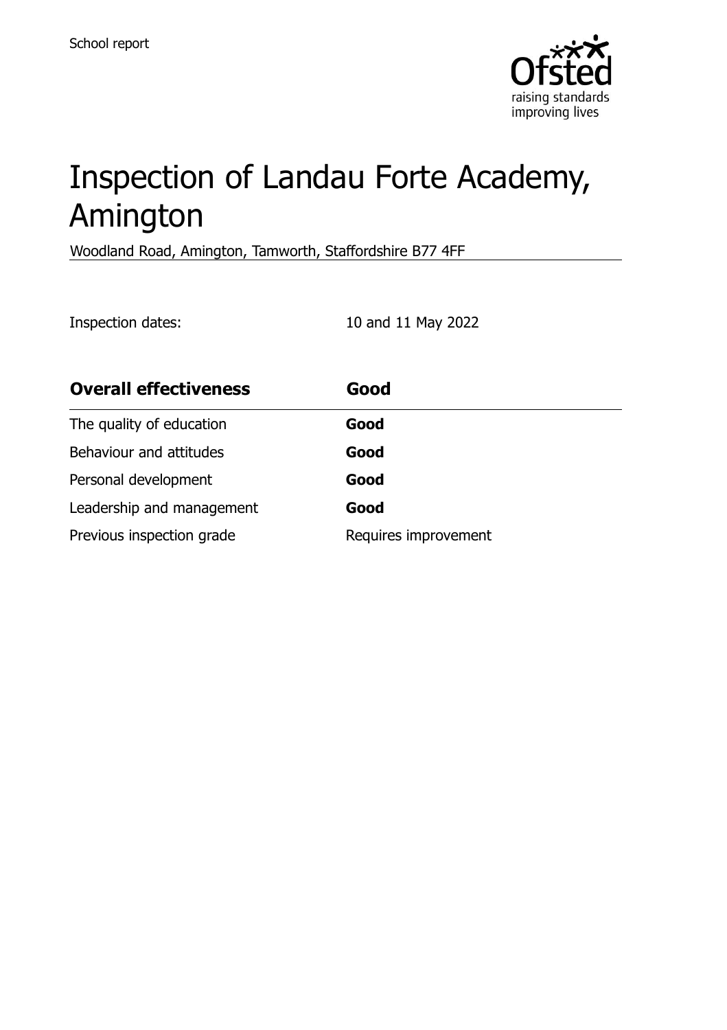School report

# Inspection of Landau Forte Academy, Amington

Woodland Road, Amington, Tamworth, Staffordshire B77 4FF

Inspection dates: 10 and 11 May 2022

| Overall effectiveness | Good |
| --- | --- |
| The quality of education | **Good** |
| Behaviour and attitudes | **Good** |
| Personal development | **Good** |
| Leadership and management | **Good** |
| Previous inspection grade | Requires improvement |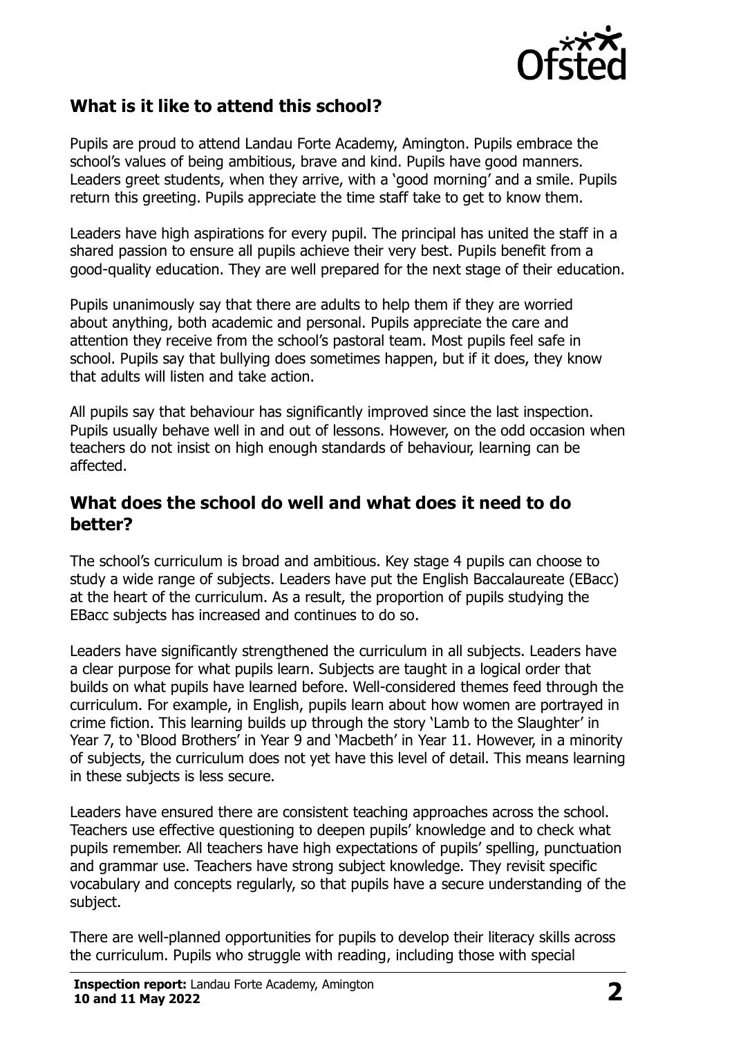## What is it like to attend this school?

Pupils are proud to attend Landau Forte Academy, Amington. Pupils embrace the school's values of being ambitious, brave and kind. Pupils have good manners. Leaders greet students, when they arrive, with a 'good morning' and a smile. Pupils return this greeting. Pupils appreciate the time staff take to get to know them.

Leaders have high aspirations for every pupil. The principal has united the staff in a shared passion to ensure all pupils achieve their very best. Pupils benefit from a good-quality education. They are well prepared for the next stage of their education.

Pupils unanimously say that there are adults to help them if they are worried about anything, both academic and personal. Pupils appreciate the care and attention they receive from the school's pastoral team. Most pupils feel safe in school. Pupils say that bullying does sometimes happen, but if it does, they know that adults will listen and take action.

All pupils say that behaviour has significantly improved since the last inspection. Pupils usually behave well in and out of lessons. However, on the odd occasion when teachers do not insist on high enough standards of behaviour, learning can be affected.

## What does the school do well and what does it need to do better?

The school's curriculum is broad and ambitious. Key stage 4 pupils can choose to study a wide range of subjects. Leaders have put the English Baccalaureate (EBacc) at the heart of the curriculum. As a result, the proportion of pupils studying the EBacc subjects has increased and continues to do so.

Leaders have significantly strengthened the curriculum in all subjects. Leaders have a clear purpose for what pupils learn. Subjects are taught in a logical order that builds on what pupils have learned before. Well-considered themes feed through the curriculum. For example, in English, pupils learn about how women are portrayed in crime fiction. This learning builds up through the story 'Lamb to the Slaughter' in Year 7, to 'Blood Brothers' in Year 9 and 'Macbeth' in Year 11. However, in a minority of subjects, the curriculum does not yet have this level of detail. This means learning in these subjects is less secure.

Leaders have ensured there are consistent teaching approaches across the school. Teachers use effective questioning to deepen pupils' knowledge and to check what pupils remember. All teachers have high expectations of pupils' spelling, punctuation and grammar use. Teachers have strong subject knowledge. They revisit specific vocabulary and concepts regularly, so that pupils have a secure understanding of the subject.

There are well-planned opportunities for pupils to develop their literacy skills across the curriculum. Pupils who struggle with reading, including those with special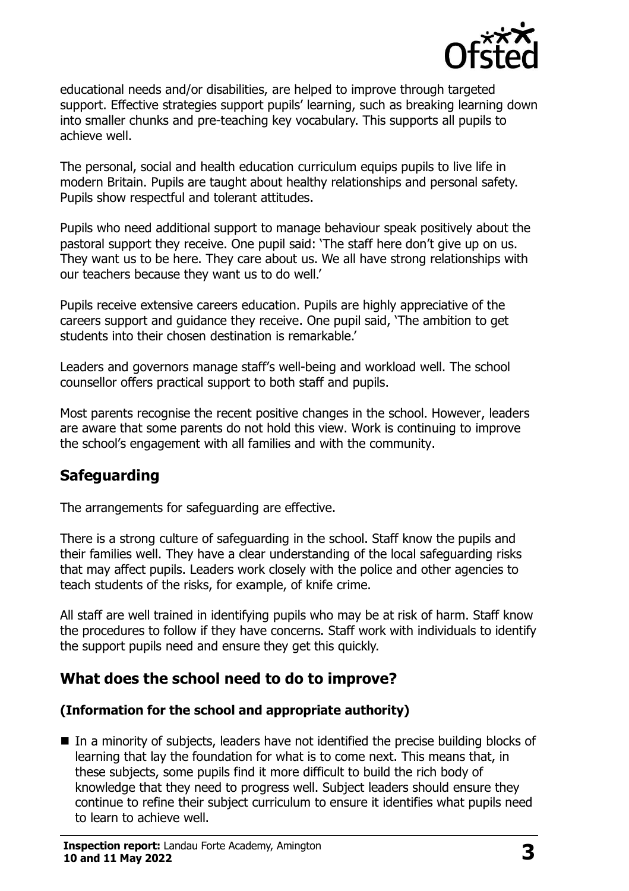educational needs and/or disabilities, are helped to improve through targeted support. Effective strategies support pupils' learning, such as breaking learning down into smaller chunks and pre-teaching key vocabulary. This supports all pupils to achieve well.

The personal, social and health education curriculum equips pupils to live life in modern Britain. Pupils are taught about healthy relationships and personal safety. Pupils show respectful and tolerant attitudes.

Pupils who need additional support to manage behaviour speak positively about the pastoral support they receive. One pupil said: 'The staff here don't give up on us. They want us to be here. They care about us. We all have strong relationships with our teachers because they want us to do well.'

Pupils receive extensive careers education. Pupils are highly appreciative of the careers support and guidance they receive. One pupil said, 'The ambition to get students into their chosen destination is remarkable.'

Leaders and governors manage staff's well-being and workload well. The school counsellor offers practical support to both staff and pupils.

Most parents recognise the recent positive changes in the school. However, leaders are aware that some parents do not hold this view. Work is continuing to improve the school's engagement with all families and with the community.

## Safeguarding

The arrangements for safeguarding are effective.

There is a strong culture of safeguarding in the school. Staff know the pupils and their families well. They have a clear understanding of the local safeguarding risks that may affect pupils. Leaders work closely with the police and other agencies to teach students of the risks, for example, of knife crime.

All staff are well trained in identifying pupils who may be at risk of harm. Staff know the procedures to follow if they have concerns. Staff work with individuals to identify the support pupils need and ensure they get this quickly.

## What does the school need to do to improve?

**(Information for the school and appropriate authority)**

- In a minority of subjects, leaders have not identified the precise building blocks of learning that lay the foundation for what is to come next. This means that, in these subjects, some pupils find it more difficult to build the rich body of knowledge that they need to progress well. Subject leaders should ensure they continue to refine their subject curriculum to ensure it identifies what pupils need to learn to achieve well.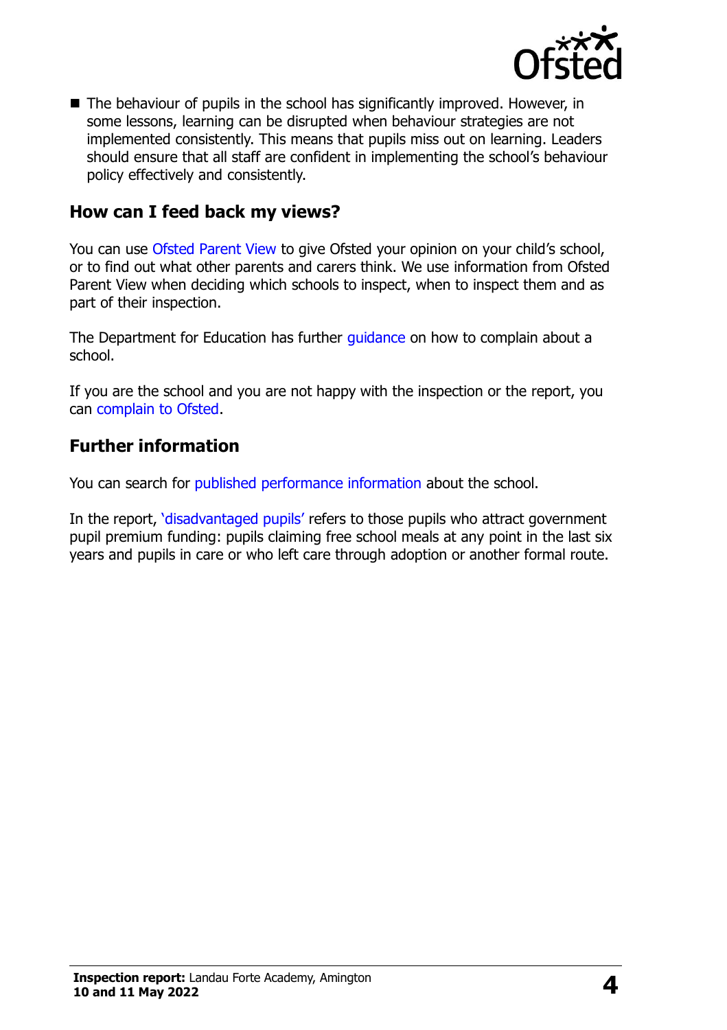- The behaviour of pupils in the school has significantly improved. However, in some lessons, learning can be disrupted when behaviour strategies are not implemented consistently. This means that pupils miss out on learning. Leaders should ensure that all staff are confident in implementing the school's behaviour policy effectively and consistently.

## How can I feed back my views?

You can use Ofsted Parent View to give Ofsted your opinion on your child's school, or to find out what other parents and carers think. We use information from Ofsted Parent View when deciding which schools to inspect, when to inspect them and as part of their inspection.

The Department for Education has further guidance on how to complain about a school.

If you are the school and you are not happy with the inspection or the report, you can complain to Ofsted.

## Further information

You can search for published performance information about the school.

In the report, 'disadvantaged pupils' refers to those pupils who attract government pupil premium funding: pupils claiming free school meals at any point in the last six years and pupils in care or who left care through adoption or another formal route.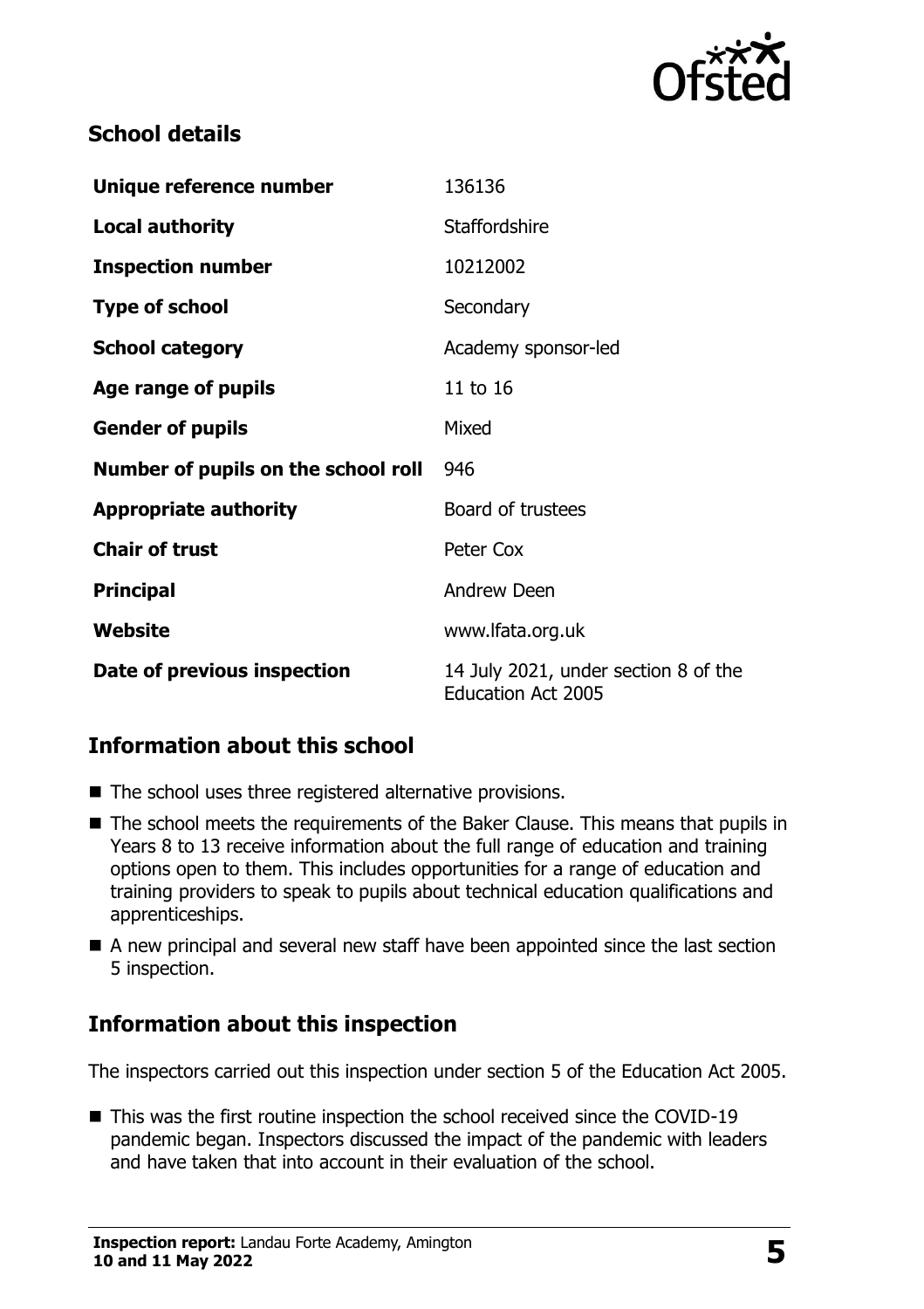## School details

| | |
|---|---|
| **Unique reference number** | 136136 |
| **Local authority** | Staffordshire |
| **Inspection number** | 10212002 |
| **Type of school** | Secondary |
| **School category** | Academy sponsor-led |
| **Age range of pupils** | 11 to 16 |
| **Gender of pupils** | Mixed |
| **Number of pupils on the school roll** | 946 |
| **Appropriate authority** | Board of trustees |
| **Chair of trust** | Peter Cox |
| **Principal** | Andrew Deen |
| **Website** | www.lfata.org.uk |
| **Date of previous inspection** | 14 July 2021, under section 8 of the Education Act 2005 |

## Information about this school

- The school uses three registered alternative provisions.
- The school meets the requirements of the Baker Clause. This means that pupils in Years 8 to 13 receive information about the full range of education and training options open to them. This includes opportunities for a range of education and training providers to speak to pupils about technical education qualifications and apprenticeships.
- A new principal and several new staff have been appointed since the last section 5 inspection.

## Information about this inspection

The inspectors carried out this inspection under section 5 of the Education Act 2005.

- This was the first routine inspection the school received since the COVID-19 pandemic began. Inspectors discussed the impact of the pandemic with leaders and have taken that into account in their evaluation of the school.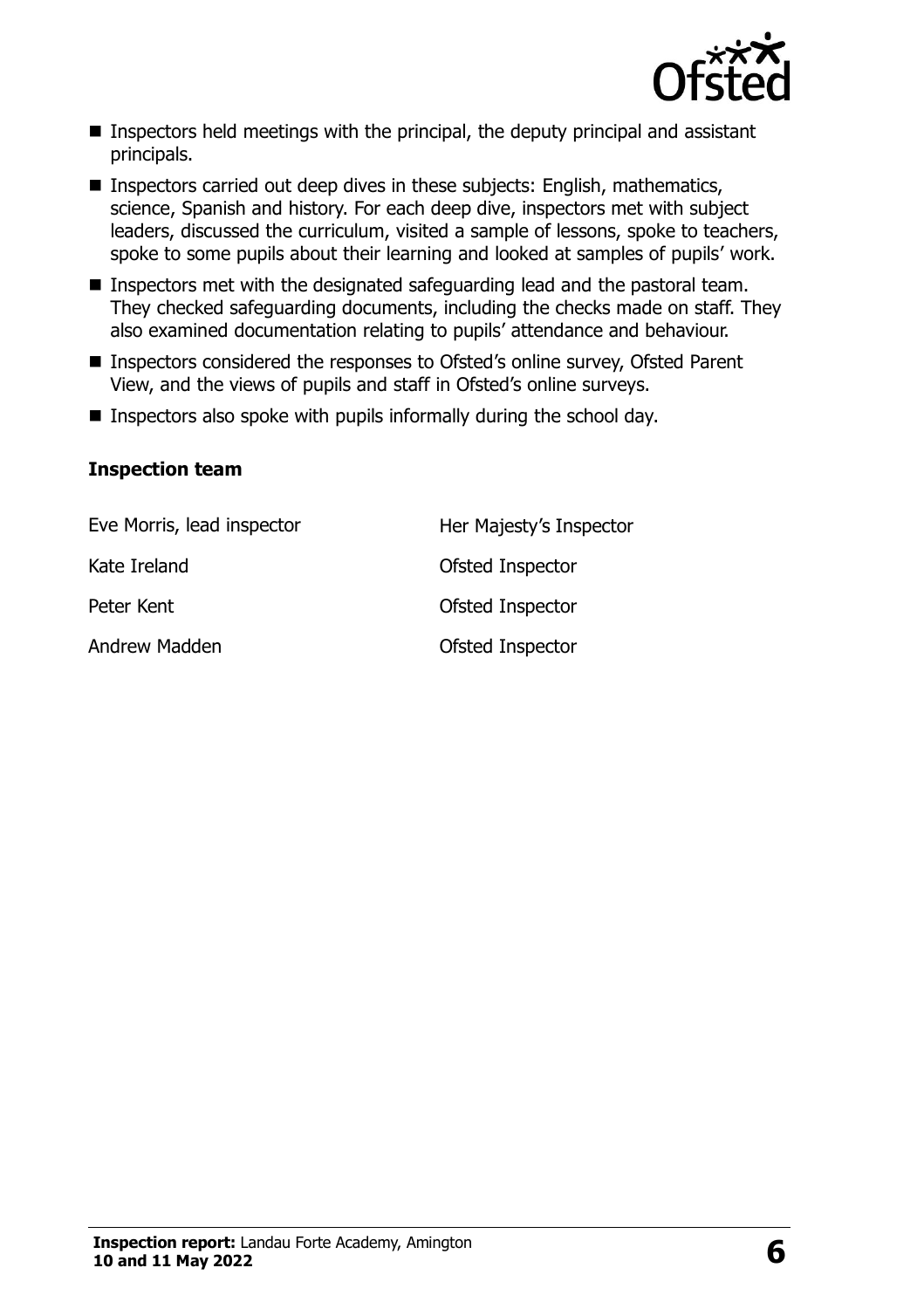- Inspectors held meetings with the principal, the deputy principal and assistant principals.
- Inspectors carried out deep dives in these subjects: English, mathematics, science, Spanish and history. For each deep dive, inspectors met with subject leaders, discussed the curriculum, visited a sample of lessons, spoke to teachers, spoke to some pupils about their learning and looked at samples of pupils' work.
- Inspectors met with the designated safeguarding lead and the pastoral team. They checked safeguarding documents, including the checks made on staff. They also examined documentation relating to pupils' attendance and behaviour.
- Inspectors considered the responses to Ofsted's online survey, Ofsted Parent View, and the views of pupils and staff in Ofsted's online surveys.
- Inspectors also spoke with pupils informally during the school day.

### Inspection team

| | |
|---|---|
| Eve Morris, lead inspector | Her Majesty's Inspector |
| Kate Ireland | Ofsted Inspector |
| Peter Kent | Ofsted Inspector |
| Andrew Madden | Ofsted Inspector |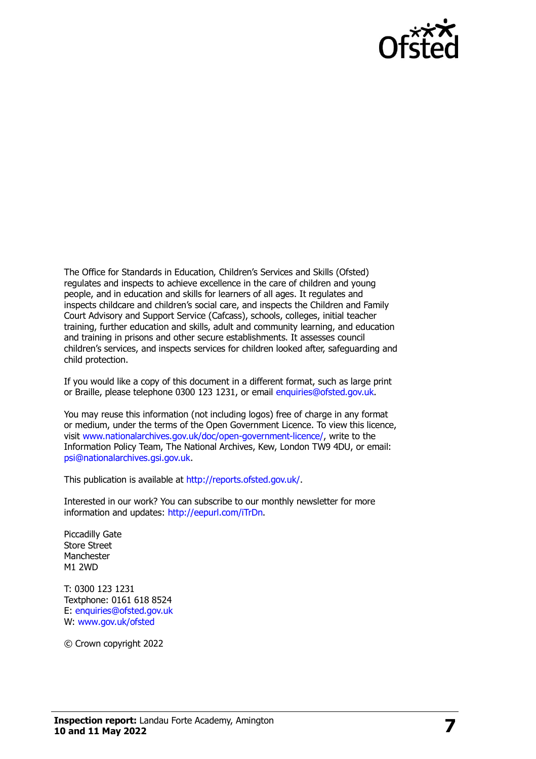The Office for Standards in Education, Children's Services and Skills (Ofsted) regulates and inspects to achieve excellence in the care of children and young people, and in education and skills for learners of all ages. It regulates and inspects childcare and children's social care, and inspects the Children and Family Court Advisory and Support Service (Cafcass), schools, colleges, initial teacher training, further education and skills, adult and community learning, and education and training in prisons and other secure establishments. It assesses council children's services, and inspects services for children looked after, safeguarding and child protection.

If you would like a copy of this document in a different format, such as large print or Braille, please telephone 0300 123 1231, or email enquiries@ofsted.gov.uk.

You may reuse this information (not including logos) free of charge in any format or medium, under the terms of the Open Government Licence. To view this licence, visit www.nationalarchives.gov.uk/doc/open-government-licence/, write to the Information Policy Team, The National Archives, Kew, London TW9 4DU, or email: psi@nationalarchives.gsi.gov.uk.

This publication is available at http://reports.ofsted.gov.uk/.

Interested in our work? You can subscribe to our monthly newsletter for more information and updates: http://eepurl.com/iTrDn.

Piccadilly Gate
Store Street
Manchester
M1 2WD

T: 0300 123 1231
Textphone: 0161 618 8524
E: enquiries@ofsted.gov.uk
W: www.gov.uk/ofsted

© Crown copyright 2022